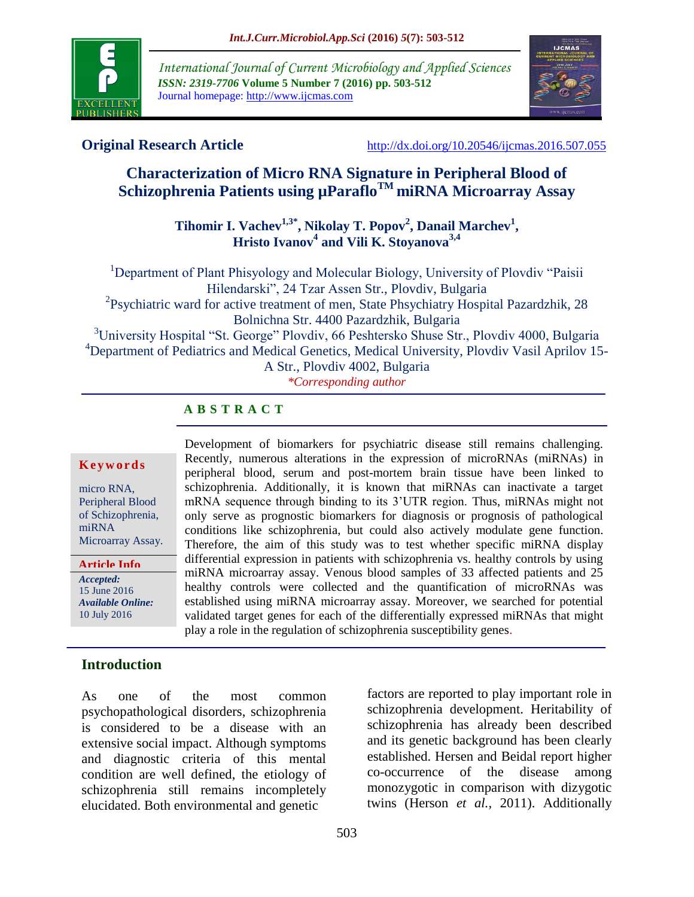International Journal of Current Microbiology and Applied Sciences
*ISSN: 2319-7706* **Volume 5 Number 7 (2016) pp. 503-512**
Journal homepage: http://www.ijcmas.com

**Original Research Article** http://dx.doi.org/10.20546/ijcmas.2016.507.055

# Characterization of Micro RNA Signature in Peripheral Blood of Schizophrenia Patients using µParaflo™ miRNA Microarray Assay

**Tihomir I. Vachev[1,3*], Nikolay T. Popov[2], Danail Marchev[1], Hristo Ivanov[4] and Vili K. Stoyanova[3,4]**

[1]Department of Plant Phisyology and Molecular Biology, University of Plovdiv "Paisii Hilendarski", 24 Tzar Assen Str., Plovdiv, Bulgaria
[2]Psychiatric ward for active treatment of men, State Phsychiatry Hospital Pazardzhik, 28 Bolnichna Str. 4400 Pazardzhik, Bulgaria
[3]University Hospital "St. George" Plovdiv, 66 Peshtersko Shuse Str., Plovdiv 4000, Bulgaria
[4]Department of Pediatrics and Medical Genetics, Medical University, Plovdiv Vasil Aprilov 15-A Str., Plovdiv 4002, Bulgaria
*\*Corresponding author*

## A B S T R A C T

**Keywords**

micro RNA, Peripheral Blood of Schizophrenia, miRNA Microarray Assay.

**Article Info**

***Accepted:*** 15 June 2016
***Available Online:*** 10 July 2016

Development of biomarkers for psychiatric disease still remains challenging. Recently, numerous alterations in the expression of microRNAs (miRNAs) in peripheral blood, serum and post-mortem brain tissue have been linked to schizophrenia. Additionally, it is known that miRNAs can inactivate a target mRNA sequence through binding to its 3'UTR region. Thus, miRNAs might not only serve as prognostic biomarkers for diagnosis or prognosis of pathological conditions like schizophrenia, but could also actively modulate gene function. Therefore, the aim of this study was to test whether specific miRNA display differential expression in patients with schizophrenia vs. healthy controls by using miRNA microarray assay. Venous blood samples of 33 affected patients and 25 healthy controls were collected and the quantification of microRNAs was established using miRNA microarray assay. Moreover, we searched for potential validated target genes for each of the differentially expressed miRNAs that might play a role in the regulation of schizophrenia susceptibility genes.

## Introduction

As one of the most common psychopathological disorders, schizophrenia is considered to be a disease with an extensive social impact. Although symptoms and diagnostic criteria of this mental condition are well defined, the etiology of schizophrenia still remains incompletely elucidated. Both environmental and genetic factors are reported to play important role in schizophrenia development. Heritability of schizophrenia has already been described and its genetic background has been clearly established. Hersen and Beidal report higher co-occurrence of the disease among monozygotic in comparison with dizygotic twins (Herson *et al.,* 2011). Additionally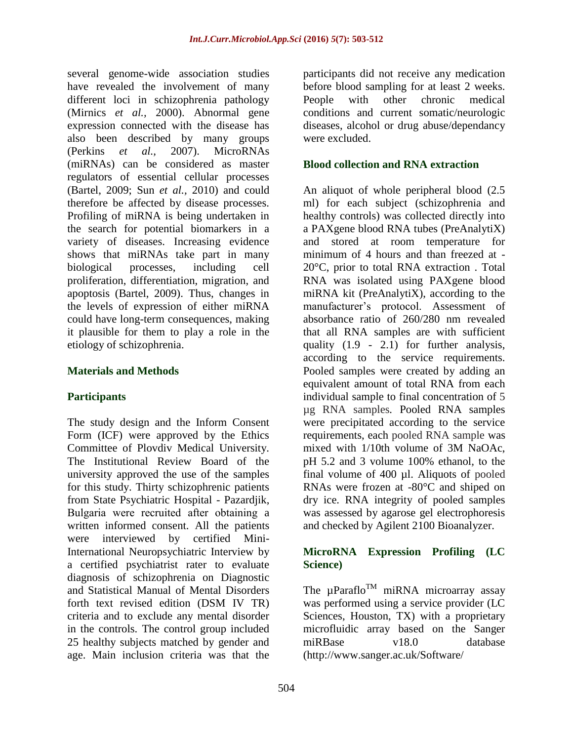several genome-wide association studies have revealed the involvement of many different loci in schizophrenia pathology (Mirnics *et al.,* 2000). Abnormal gene expression connected with the disease has also been described by many groups (Perkins *et al.,* 2007). MicroRNAs (miRNAs) can be considered as master regulators of essential cellular processes (Bartel, 2009; Sun *et al.,* 2010) and could therefore be affected by disease processes. Profiling of miRNA is being undertaken in the search for potential biomarkers in a variety of diseases. Increasing evidence shows that miRNAs take part in many biological processes, including cell proliferation, differentiation, migration, and apoptosis (Bartel, 2009). Thus, changes in the levels of expression of either miRNA could have long-term consequences, making it plausible for them to play a role in the etiology of schizophrenia.

## Materials and Methods

### Participants

The study design and the Inform Consent Form (ICF) were approved by the Ethics Committee of Plovdiv Medical University. The Institutional Review Board of the university approved the use of the samples for this study. Thirty schizophrenic patients from State Psychiatric Hospital - Pazardjik, Bulgaria were recruited after obtaining a written informed consent. All the patients were interviewed by certified Mini-International Neuropsychiatric Interview by a certified psychiatrist rater to evaluate diagnosis of schizophrenia on Diagnostic and Statistical Manual of Mental Disorders forth text revised edition (DSM IV TR) criteria and to exclude any mental disorder in the controls. The control group included 25 healthy subjects matched by gender and age. Main inclusion criteria was that the participants did not receive any medication before blood sampling for at least 2 weeks. People with other chronic medical conditions and current somatic/neurologic diseases, alcohol or drug abuse/dependancy were excluded.

### Blood collection and RNA extraction

An aliquot of whole peripheral blood (2.5 ml) for each subject (schizophrenia and healthy controls) was collected directly into a PAXgene blood RNA tubes (PreAnalytiX) and stored at room temperature for minimum of 4 hours and than freezed at -20°C, prior to total RNA extraction . Total RNA was isolated using PAXgene blood miRNA kit (PreAnalytiX), according to the manufacturer's protocol. Assessment of absorbance ratio of 260/280 nm revealed that all RNA samples are with sufficient quality (1.9 - 2.1) for further analysis, according to the service requirements. Pooled samples were created by adding an equivalent amount of total RNA from each individual sample to final concentration of 5 µg RNA samples. Pooled RNA samples were precipitated according to the service requirements, each pooled RNA sample was mixed with 1/10th volume of 3M NaOAc, pH 5.2 and 3 volume 100% ethanol, to the final volume of 400 µl. Aliquots of pooled RNAs were frozen at -80°C and shiped on dry ice. RNA integrity of pooled samples was assessed by agarose gel electrophoresis and checked by Agilent 2100 Bioanalyzer.

### MicroRNA Expression Profiling (LC Science)

The µParaflo™ miRNA microarray assay was performed using a service provider (LC Sciences, Houston, TX) with a proprietary microfluidic array based on the Sanger miRBase v18.0 database (http://www.sanger.ac.uk/Software/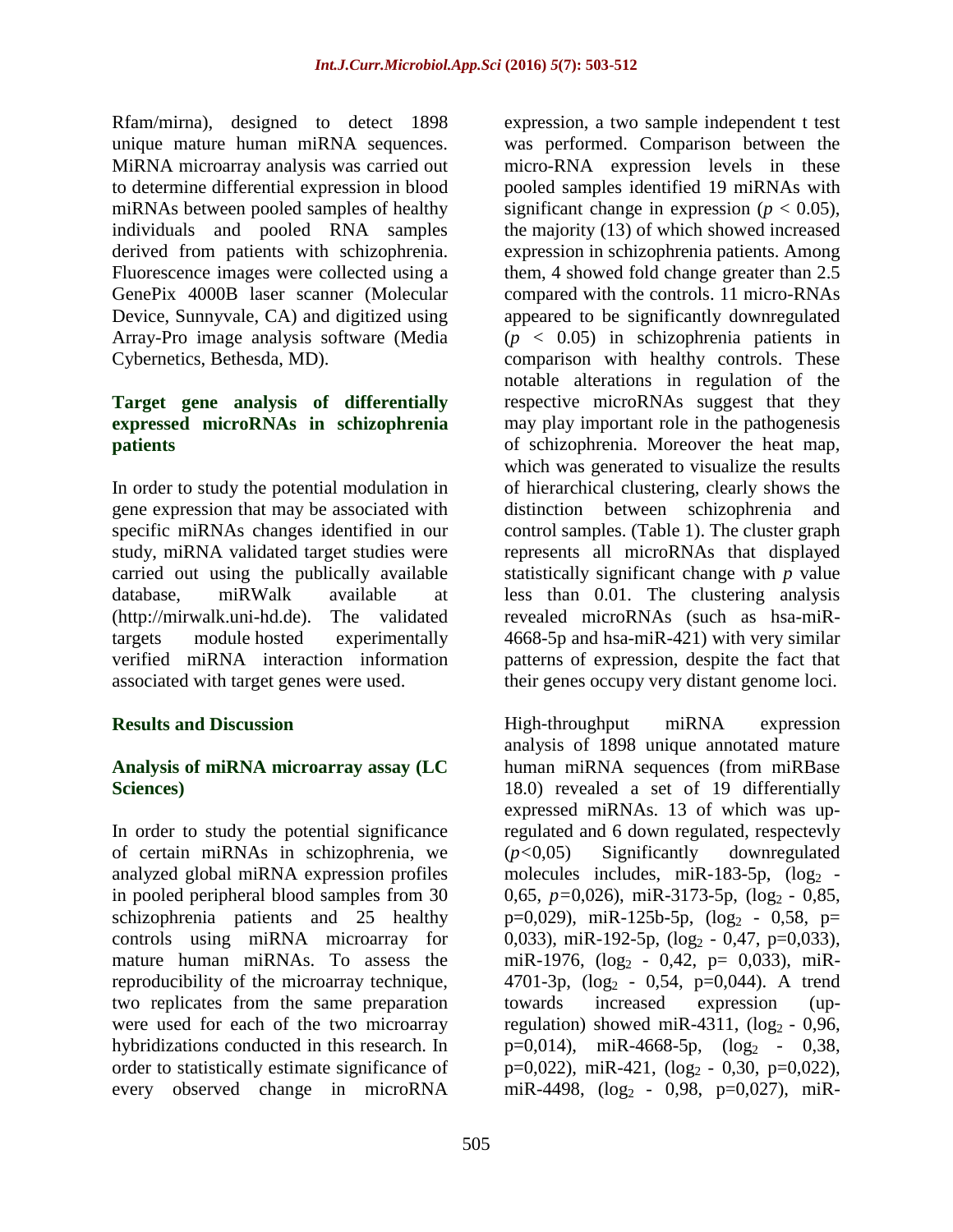Rfam/mirna), designed to detect 1898 unique mature human miRNA sequences. MiRNA microarray analysis was carried out to determine differential expression in blood miRNAs between pooled samples of healthy individuals and pooled RNA samples derived from patients with schizophrenia. Fluorescence images were collected using a GenePix 4000B laser scanner (Molecular Device, Sunnyvale, CA) and digitized using Array-Pro image analysis software (Media Cybernetics, Bethesda, MD).

### Target gene analysis of differentially expressed microRNAs in schizophrenia patients

In order to study the potential modulation in gene expression that may be associated with specific miRNAs changes identified in our study, miRNA validated target studies were carried out using the publically available database, miRWalk available at (http://mirwalk.uni-hd.de). The validated targets module hosted experimentally verified miRNA interaction information associated with target genes were used.

## Results and Discussion

### Analysis of miRNA microarray assay (LC Sciences)

In order to study the potential significance of certain miRNAs in schizophrenia, we analyzed global miRNA expression profiles in pooled peripheral blood samples from 30 schizophrenia patients and 25 healthy controls using miRNA microarray for mature human miRNAs. To assess the reproducibility of the microarray technique, two replicates from the same preparation were used for each of the two microarray hybridizations conducted in this research. In order to statistically estimate significance of every observed change in microRNA expression, a two sample independent t test was performed. Comparison between the micro-RNA expression levels in these pooled samples identified 19 miRNAs with significant change in expression ($p < 0.05$), the majority (13) of which showed increased expression in schizophrenia patients. Among them, 4 showed fold change greater than 2.5 compared with the controls. 11 micro-RNAs appeared to be significantly downregulated ($p < 0.05$) in schizophrenia patients in comparison with healthy controls. These notable alterations in regulation of the respective microRNAs suggest that they may play important role in the pathogenesis of schizophrenia. Moreover the heat map, which was generated to visualize the results of hierarchical clustering, clearly shows the distinction between schizophrenia and control samples. (Table 1). The cluster graph represents all microRNAs that displayed statistically significant change with *p* value less than 0.01. The clustering analysis revealed microRNAs (such as hsa-miR-4668-5p and hsa-miR-421) with very similar patterns of expression, despite the fact that their genes occupy very distant genome loci.

High-throughput miRNA expression analysis of 1898 unique annotated mature human miRNA sequences (from miRBase 18.0) revealed a set of 19 differentially expressed miRNAs. 13 of which was up-regulated and 6 down regulated, respectevly ($p<0{,}05$) Significantly downregulated molecules includes, miR-183-5p, ($\log_2$ - 0,65, $p$=0,026), miR-3173-5p, ($\log_2$ - 0,85, p=0,029), miR-125b-5p, ($\log_2$ - 0,58, p= 0,033), miR-192-5p, ($\log_2$ - 0,47, p=0,033), miR-1976, ($\log_2$ - 0,42, p= 0,033), miR-4701-3p, ($\log_2$ - 0,54, p=0,044). A trend towards increased expression (up-regulation) showed miR-4311, ($\log_2$ - 0,96, p=0,014), miR-4668-5p, ($\log_2$ - 0,38, p=0,022), miR-421, ($\log_2$ - 0,30, p=0,022), miR-4498, ($\log_2$ - 0,98, p=0,027), miR-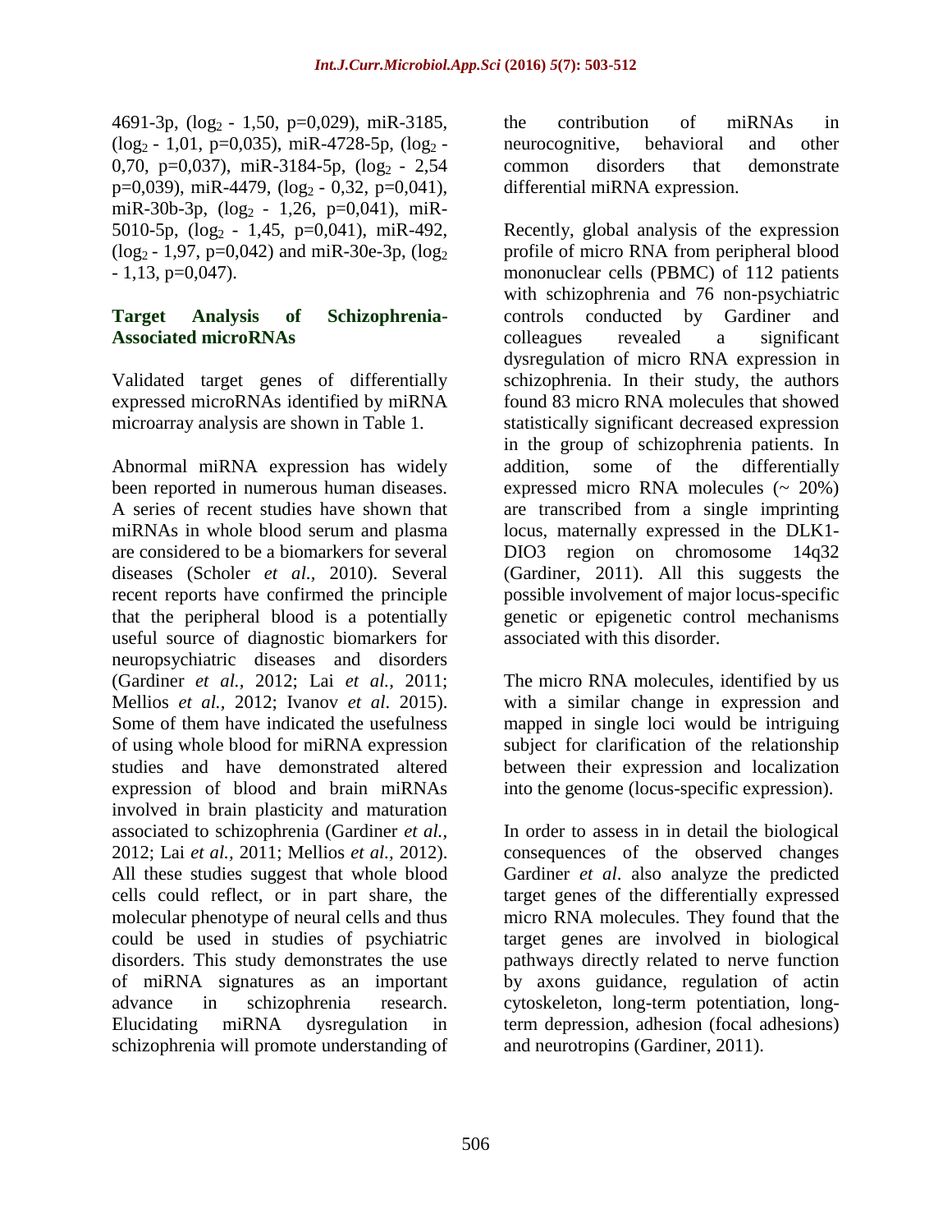4691-3p, ($\log_2$ - 1,50, p=0,029), miR-3185, ($\log_2$ - 1,01, p=0,035), miR-4728-5p, ($\log_2$ - 0,70, p=0,037), miR-3184-5p, ($\log_2$ - 2,54 p=0,039), miR-4479, ($\log_2$ - 0,32, p=0,041), miR-30b-3p, ($\log_2$ - 1,26, p=0,041), miR-5010-5p, ($\log_2$ - 1,45, p=0,041), miR-492, ($\log_2$ - 1,97, p=0,042) and miR-30e-3p, ($\log_2$ - 1,13, p=0,047).

### Target Analysis of Schizophrenia-Associated microRNAs

Validated target genes of differentially expressed microRNAs identified by miRNA microarray analysis are shown in Table 1.

Abnormal miRNA expression has widely been reported in numerous human diseases. A series of recent studies have shown that miRNAs in whole blood serum and plasma are considered to be a biomarkers for several diseases (Scholer *et al.,* 2010). Several recent reports have confirmed the principle that the peripheral blood is a potentially useful source of diagnostic biomarkers for neuropsychiatric diseases and disorders (Gardiner *et al.,* 2012; Lai *et al.,* 2011; Mellios *et al.*, 2012; Ivanov *et al*. 2015). Some of them have indicated the usefulness of using whole blood for miRNA expression studies and have demonstrated altered expression of blood and brain miRNAs involved in brain plasticity and maturation associated to schizophrenia (Gardiner *et al.,* 2012; Lai *et al.,* 2011; Mellios *et al.,* 2012). All these studies suggest that whole blood cells could reflect, or in part share, the molecular phenotype of neural cells and thus could be used in studies of psychiatric disorders. This study demonstrates the use of miRNA signatures as an important advance in schizophrenia research. Elucidating miRNA dysregulation in schizophrenia will promote understanding of the contribution of miRNAs in neurocognitive, behavioral and other common disorders that demonstrate differential miRNA expression.

Recently, global analysis of the expression profile of micro RNA from peripheral blood mononuclear cells (PBMC) of 112 patients with schizophrenia and 76 non-psychiatric controls conducted by Gardiner and colleagues revealed a significant dysregulation of micro RNA expression in schizophrenia. In their study, the authors found 83 micro RNA molecules that showed statistically significant decreased expression in the group of schizophrenia patients. In addition, some of the differentially expressed micro RNA molecules (~ 20%) are transcribed from a single imprinting locus, maternally expressed in the DLK1-DIO3 region on chromosome 14q32 (Gardiner, 2011). All this suggests the possible involvement of major locus-specific genetic or epigenetic control mechanisms associated with this disorder.

The micro RNA molecules, identified by us with a similar change in expression and mapped in single loci would be intriguing subject for clarification of the relationship between their expression and localization into the genome (locus-specific expression).

In order to assess in in detail the biological consequences of the observed changes Gardiner *et al*. also analyze the predicted target genes of the differentially expressed micro RNA molecules. They found that the target genes are involved in biological pathways directly related to nerve function by axons guidance, regulation of actin cytoskeleton, long-term potentiation, long-term depression, adhesion (focal adhesions) and neurotropins (Gardiner, 2011).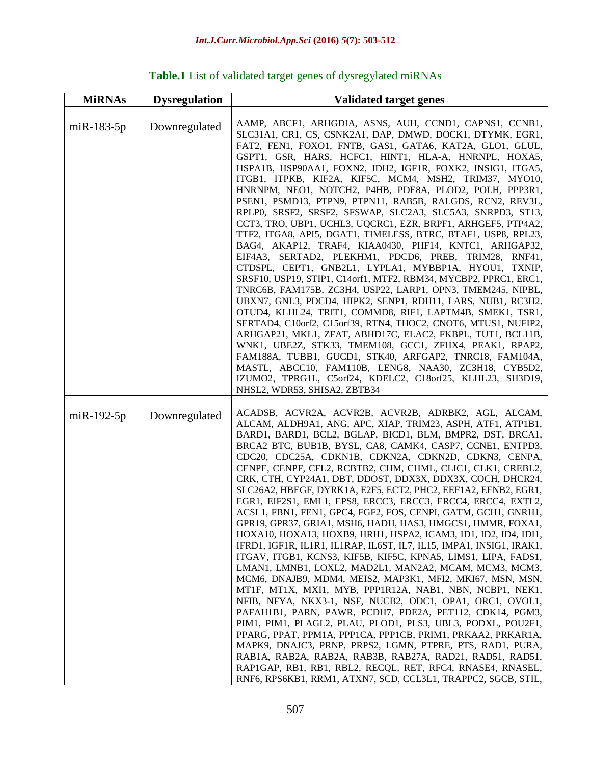**Table.1** List of validated target genes of dysregylated miRNAs

| MiRNAs | Dysregulation | Validated target genes |
|---|---|---|
| miR-183-5p | Downregulated | AAMP, ABCF1, ARHGDIA, ASNS, AUH, CCND1, CAPNS1, CCNB1, SLC31A1, CR1, CS, CSNK2A1, DAP, DMWD, DOCK1, DTYMK, EGR1, FAT2, FEN1, FOXO1, FNTB, GAS1, GATA6, KAT2A, GLO1, GLUL, GSPT1, GSR, HARS, HCFC1, HINT1, HLA-A, HNRNPL, HOXA5, HSPA1B, HSP90AA1, FOXN2, IDH2, IGF1R, FOXK2, INSIG1, ITGA5, ITGB1, ITPKB, KIF2A, KIF5C, MCM4, MSH2, TRIM37, MYO10, HNRNPM, NEO1, NOTCH2, P4HB, PDE8A, PLOD2, POLH, PPP3R1, PSEN1, PSMD13, PTPN9, PTPN11, RAB5B, RALGDS, RCN2, REV3L, RPLP0, SRSF2, SRSF2, SFSWAP, SLC2A3, SLC5A3, SNRPD3, ST13, CCT3, TRO, UBP1, UCHL3, UQCRC1, EZR, BRPF1, ARHGEF5, PTP4A2, TTF2, ITGA8, API5, DGAT1, TIMELESS, BTRC, BTAF1, USP8, RPL23, BAG4, AKAP12, TRAF4, KIAA0430, PHF14, KNTC1, ARHGAP32, EIF4A3, SERTAD2, PLEKHM1, PDCD6, PREB, TRIM28, RNF41, CTDSPL, CEPT1, GNB2L1, LYPLA1, MYBBP1A, HYOU1, TXNIP, SRSF10, USP19, STIP1, C14orf1, MTF2, RBM34, MYCBP2, PPRC1, ERC1, TNRC6B, FAM175B, ZC3H4, USP22, LARP1, OPN3, TMEM245, NIPBL, UBXN7, GNL3, PDCD4, HIPK2, SENP1, RDH11, LARS, NUB1, RC3H2. OTUD4, KLHL24, TRIT1, COMMD8, RIF1, LAPTM4B, SMEK1, TSR1, SERTAD4, C10orf2, C15orf39, RTN4, THOC2, CNOT6, MTUS1, NUFIP2, ARHGAP21, MKL1, ZFAT, ABHD17C, ELAC2, FKBPL, TUT1, BCL11B, WNK1, UBE2Z, STK33, TMEM108, GCC1, ZFHX4, PEAK1, RPAP2, FAM188A, TUBB1, GUCD1, STK40, ARFGAP2, TNRC18, FAM104A, MASTL, ABCC10, FAM110B, LENG8, NAA30, ZC3H18, CYB5D2, IZUMO2, TPRG1L, C5orf24, KDELC2, C18orf25, KLHL23, SH3D19, NHSL2, WDR53, SHISA2, ZBTB34 |
| miR-192-5p | Downregulated | ACADSB, ACVR2A, ACVR2B, ACVR2B, ADRBK2, AGL, ALCAM, ALCAM, ALDH9A1, ANG, APC, XIAP, TRIM23, ASPH, ATF1, ATP1B1, BARD1, BARD1, BCL2, BGLAP, BICD1, BLM, BMPR2, DST, BRCA1, BRCA2 BTC, BUB1B, BYSL, CA8, CAMK4, CASP7, CCNE1, ENTPD3, CDC20, CDC25A, CDKN1B, CDKN2A, CDKN2D, CDKN3, CENPA, CENPE, CENPF, CFL2, RCBTB2, CHM, CHML, CLIC1, CLK1, CREBL2, CRK, CTH, CYP24A1, DBT, DDOST, DDX3X, DDX3X, COCH, DHCR24, SLC26A2, HBEGF, DYRK1A, E2F5, ECT2, PHC2, EEF1A2, EFNB2, EGR1, EGR1, EIF2S1, EML1, EPS8, ERCC3, ERCC3, ERCC4, ERCC4, EXTL2, ACSL1, FBN1, FEN1, GPC4, FGF2, FOS, CENPI, GATM, GCH1, GNRH1, GPR19, GPR37, GRIA1, MSH6, HADH, HAS3, HMGCS1, HMMR, FOXA1, HOXA10, HOXA13, HOXB9, HRH1, HSPA2, ICAM3, ID1, ID2, ID4, IDI1, IFRD1, IGF1R, IL1R1, IL1RAP, IL6ST, IL7, IL15, IMPA1, INSIG1, IRAK1, ITGAV, ITGB1, KCNS3, KIF5B, KIF5C, KPNA5, LIMS1, LIPA, FADS1, LMAN1, LMNB1, LOXL2, MAD2L1, MAN2A2, MCAM, MCM3, MCM3, MCM6, DNAJB9, MDM4, MEIS2, MAP3K1, MFI2, MKI67, MSN, MSN, MT1F, MT1X, MXI1, MYB, PPP1R12A, NAB1, NBN, NCBP1, NEK1, NFIB, NFYA, NKX3-1, NSF, NUCB2, ODC1, OPA1, ORC1, OVOL1, PAFAH1B1, PARN, PAWR, PCDH7, PDE2A, PET112, CDK14, PGM3, PIM1, PIM1, PLAGL2, PLAU, PLOD1, PLS3, UBL3, PODXL, POU2F1, PPARG, PPAT, PPM1A, PPP1CA, PPP1CB, PRIM1, PRKAA2, PRKAR1A, MAPK9, DNAJC3, PRNP, PRPS2, LGMN, PTPRE, PTS, RAD1, PURA, RAB1A, RAB2A, RAB2A, RAB3B, RAB27A, RAD21, RAD51, RAD51, RAP1GAP, RB1, RB1, RBL2, RECQL, RET, RFC4, RNASE4, RNASEL, RNF6, RPS6KB1, RRM1, ATXN7, SCD, CCL3L1, TRAPPC2, SGCB, STIL, |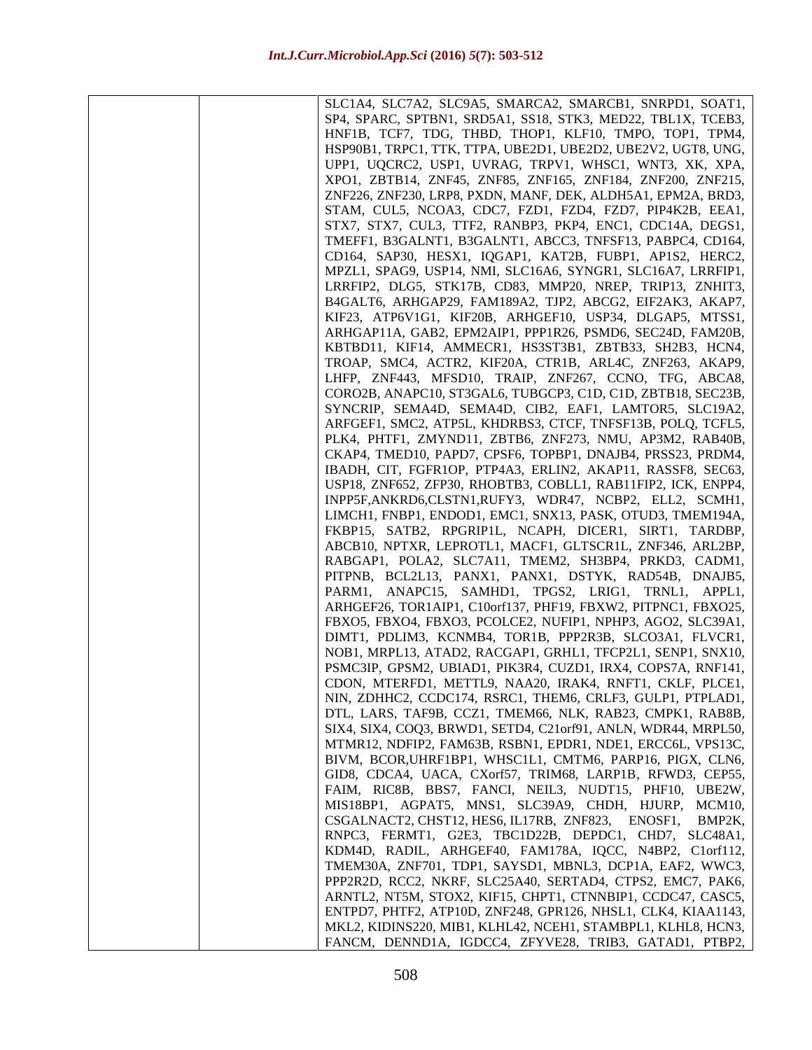| | | SLC1A4, SLC7A2, SLC9A5, SMARCA2, SMARCB1, SNRPD1, SOAT1, SP4, SPARC, SPTBN1, SRD5A1, SS18, STK3, MED22, TBL1X, TCEB3, HNF1B, TCF7, TDG, THBD, THOP1, KLF10, TMPO, TOP1, TPM4, HSP90B1, TRPC1, TTK, TTPA, UBE2D1, UBE2D2, UBE2V2, UGT8, UNG, UPP1, UQCRC2, USP1, UVRAG, TRPV1, WHSC1, WNT3, XK, XPA, XPO1, ZBTB14, ZNF45, ZNF85, ZNF165, ZNF184, ZNF200, ZNF215, ZNF226, ZNF230, LRP8, PXDN, MANF, DEK, ALDH5A1, EPM2A, BRD3, STAM, CUL5, NCOA3, CDC7, FZD1, FZD4, FZD7, PIP4K2B, EEA1, STX7, STX7, CUL3, TTF2, RANBP3, PKP4, ENC1, CDC14A, DEGS1, TMEFF1, B3GALNT1, B3GALNT1, ABCC3, TNFSF13, PABPC4, CD164, CD164, SAP30, HESX1, IQGAP1, KAT2B, FUBP1, AP1S2, HERC2, MPZL1, SPAG9, USP14, NMI, SLC16A6, SYNGR1, SLC16A7, LRRFIP1, LRRFIP2, DLG5, STK17B, CD83, MMP20, NREP, TRIP13, ZNHIT3, B4GALT6, ARHGAP29, FAM189A2, TJP2, ABCG2, EIF2AK3, AKAP7, KIF23, ATP6V1G1, KIF20B, ARHGEF10, USP34, DLGAP5, MTSS1, ARHGAP11A, GAB2, EPM2AIP1, PPP1R26, PSMD6, SEC24D, FAM20B, KBTBD11, KIF14, AMMECR1, HS3ST3B1, ZBTB33, SH2B3, HCN4, TROAP, SMC4, ACTR2, KIF20A, CTR1B, ARL4C, ZNF263, AKAP9, LHFP, ZNF443, MFSD10, TRAIP, ZNF267, CCNO, TFG, ABCA8, CORO2B, ANAPC10, ST3GAL6, TUBGCP3, C1D, C1D, ZBTB18, SEC23B, SYNCRIP, SEMA4D, SEMA4D, CIB2, EAF1, LAMTOR5, SLC19A2, ARFGEF1, SMC2, ATP5L, KHDRBS3, CTCF, TNFSF13B, POLQ, TCFL5, PLK4, PHTF1, ZMYND11, ZBTB6, ZNF273, NMU, AP3M2, RAB40B, CKAP4, TMED10, PAPD7, CPSF6, TOPBP1, DNAJB4, PRSS23, PRDM4, IBADH, CIT, FGFR1OP, PTP4A3, ERLIN2, AKAP11, RASSF8, SEC63, USP18, ZNF652, ZFP30, RHOBTB3, COBLL1, RAB11FIP2, ICK, ENPP4, INPP5F,ANKRD6,CLSTN1,RUFY3, WDR47, NCBP2, ELL2, SCMH1, LIMCH1, FNBP1, ENDOD1, EMC1, SNX13, PASK, OTUD3, TMEM194A, FKBP15, SATB2, RPGRIP1L, NCAPH, DICER1, SIRT1, TARDBP, ABCB10, NPTXR, LEPROTL1, MACF1, GLTSCR1L, ZNF346, ARL2BP, RABGAP1, POLA2, SLC7A11, TMEM2, SH3BP4, PRKD3, CADM1, PITPNB, BCL2L13, PANX1, PANX1, DSTYK, RAD54B, DNAJB5, PARM1, ANAPC15, SAMHD1, TPGS2, LRIG1, TRNL1, APPL1, ARHGEF26, TOR1AIP1, C10orf137, PHF19, FBXW2, PITPNC1, FBXO25, FBXO5, FBXO4, FBXO3, PCOLCE2, NUFIP1, NPHP3, AGO2, SLC39A1, DIMT1, PDLIM3, KCNMB4, TOR1B, PPP2R3B, SLCO3A1, FLVCR1, NOB1, MRPL13, ATAD2, RACGAP1, GRHL1, TFCP2L1, SENP1, SNX10, PSMC3IP, GPSM2, UBIAD1, PIK3R4, CUZD1, IRX4, COPS7A, RNF141, CDON, MTERFD1, METTL9, NAA20, IRAK4, RNFT1, CKLF, PLCE1, NIN, ZDHHC2, CCDC174, RSRC1, THEM6, CRLF3, GULP1, PTPLAD1, DTL, LARS, TAF9B, CCZ1, TMEM66, NLK, RAB23, CMPK1, RAB8B, SIX4, SIX4, COQ3, BRWD1, SETD4, C21orf91, ANLN, WDR44, MRPL50, MTMR12, NDFIP2, FAM63B, RSBN1, EPDR1, NDE1, ERCC6L, VPS13C, BIVM, BCOR,UHRF1BP1, WHSC1L1, CMTM6, PARP16, PIGX, CLN6, GID8, CDCA4, UACA, CXorf57, TRIM68, LARP1B, RFWD3, CEP55, FAIM, RIC8B, BBS7, FANCI, NEIL3, NUDT15, PHF10, UBE2W, MIS18BP1, AGPAT5, MNS1, SLC39A9, CHDH, HJURP, MCM10, CSGALNACT2, CHST12, HES6, IL17RB, ZNF823, ENOSF1, BMP2K, RNPC3, FERMT1, G2E3, TBC1D22B, DEPDC1, CHD7, SLC48A1, KDM4D, RADIL, ARHGEF40, FAM178A, IQCC, N4BP2, C1orf112, TMEM30A, ZNF701, TDP1, SAYSD1, MBNL3, DCP1A, EAF2, WWC3, PPP2R2D, RCC2, NKRF, SLC25A40, SERTAD4, CTPS2, EMC7, PAK6, ARNTL2, NT5M, STOX2, KIF15, CHPT1, CTNNBIP1, CCDC47, CASC5, ENTPD7, PHTF2, ATP10D, ZNF248, GPR126, NHSL1, CLK4, KIAA1143, MKL2, KIDINS220, MIB1, KLHL42, NCEH1, STAMBPL1, KLHL8, HCN3, FANCM, DENND1A, IGDCC4, ZFYVE28, TRIB3, GATAD1, PTBP2, |
|---|---|---|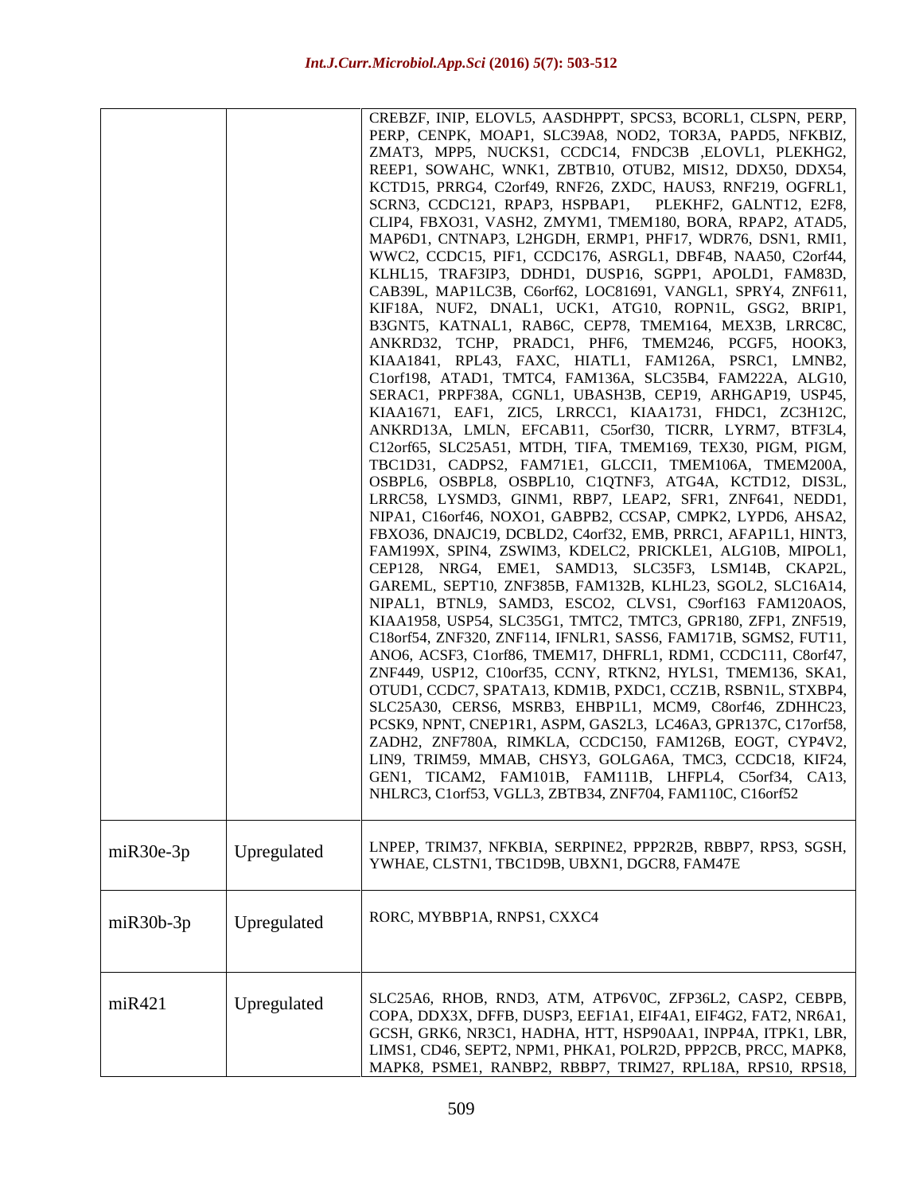| | | |
|---|---|---|
| | | CREBZF, INIP, ELOVL5, AASDHPPT, SPCS3, BCORL1, CLSPN, PERP, PERP, CENPK, MOAP1, SLC39A8, NOD2, TOR3A, PAPD5, NFKBIZ, ZMAT3, MPP5, NUCKS1, CCDC14, FNDC3B ,ELOVL1, PLEKHG2, REEP1, SOWAHC, WNK1, ZBTB10, OTUB2, MIS12, DDX50, DDX54, KCTD15, PRRG4, C2orf49, RNF26, ZXDC, HAUS3, RNF219, OGFRL1, SCRN3, CCDC121, RPAP3, HSPBAP1, PLEKHF2, GALNT12, E2F8, CLIP4, FBXO31, VASH2, ZMYM1, TMEM180, BORA, RPAP2, ATAD5, MAP6D1, CNTNAP3, L2HGDH, ERMP1, PHF17, WDR76, DSN1, RMI1, WWC2, CCDC15, PIF1, CCDC176, ASRGL1, DBF4B, NAA50, C2orf44, KLHL15, TRAF3IP3, DDHD1, DUSP16, SGPP1, APOLD1, FAM83D, CAB39L, MAP1LC3B, C6orf62, LOC81691, VANGL1, SPRY4, ZNF611, KIF18A, NUF2, DNAL1, UCK1, ATG10, ROPN1L, GSG2, BRIP1, B3GNT5, KATNAL1, RAB6C, CEP78, TMEM164, MEX3B, LRRC8C, ANKRD32, TCHP, PRADC1, PHF6, TMEM246, PCGF5, HOOK3, KIAA1841, RPL43, FAXC, HIATL1, FAM126A, PSRC1, LMNB2, C1orf198, ATAD1, TMTC4, FAM136A, SLC35B4, FAM222A, ALG10, SERAC1, PRPF38A, CGNL1, UBASH3B, CEP19, ARHGAP19, USP45, KIAA1671, EAF1, ZIC5, LRRCC1, KIAA1731, FHDC1, ZC3H12C, ANKRD13A, LMLN, EFCAB11, C5orf30, TICRR, LYRM7, BTF3L4, C12orf65, SLC25A51, MTDH, TIFA, TMEM169, TEX30, PIGM, PIGM, TBC1D31, CADPS2, FAM71E1, GLCCI1, TMEM106A, TMEM200A, OSBPL6, OSBPL8, OSBPL10, C1QTNF3, ATG4A, KCTD12, DIS3L, LRRC58, LYSMD3, GINM1, RBP7, LEAP2, SFR1, ZNF641, NEDD1, NIPA1, C16orf46, NOXO1, GABPB2, CCSAP, CMPK2, LYPD6, AHSA2, FBXO36, DNAJC19, DCBLD2, C4orf32, EMB, PRRC1, AFAP1L1, HINT3, FAM199X, SPIN4, ZSWIM3, KDELC2, PRICKLE1, ALG10B, MIPOL1, CEP128, NRG4, EME1, SAMD13, SLC35F3, LSM14B, CKAP2L, GAREML, SEPT10, ZNF385B, FAM132B, KLHL23, SGOL2, SLC16A14, NIPAL1, BTNL9, SAMD3, ESCO2, CLVS1, C9orf163 FAM120AOS, KIAA1958, USP54, SLC35G1, TMTC2, TMTC3, GPR180, ZFP1, ZNF519, C18orf54, ZNF320, ZNF114, IFNLR1, SASS6, FAM171B, SGMS2, FUT11, ANO6, ACSF3, C1orf86, TMEM17, DHFRL1, RDM1, CCDC111, C8orf47, ZNF449, USP12, C10orf35, CCNY, RTKN2, HYLS1, TMEM136, SKA1, OTUD1, CCDC7, SPATA13, KDM1B, PXDC1, CCZ1B, RSBN1L, STXBP4, SLC25A30, CERS6, MSRB3, EHBP1L1, MCM9, C8orf46, ZDHHC23, PCSK9, NPNT, CNEP1R1, ASPM, GAS2L3, LC46A3, GPR137C, C17orf58, ZADH2, ZNF780A, RIMKLA, CCDC150, FAM126B, EOGT, CYP4V2, LIN9, TRIM59, MMAB, CHSY3, GOLGA6A, TMC3, CCDC18, KIF24, GEN1, TICAM2, FAM101B, FAM111B, LHFPL4, C5orf34, CA13, NHLRC3, C1orf53, VGLL3, ZBTB34, ZNF704, FAM110C, C16orf52 |
| miR30e-3p | Upregulated | LNPEP, TRIM37, NFKBIA, SERPINE2, PPP2R2B, RBBP7, RPS3, SGSH, YWHAE, CLSTN1, TBC1D9B, UBXN1, DGCR8, FAM47E |
| miR30b-3p | Upregulated | RORC, MYBBP1A, RNPS1, CXXC4 |
| miR421 | Upregulated | SLC25A6, RHOB, RND3, ATM, ATP6V0C, ZFP36L2, CASP2, CEBPB, COPA, DDX3X, DFFB, DUSP3, EEF1A1, EIF4A1, EIF4G2, FAT2, NR6A1, GCSH, GRK6, NR3C1, HADHA, HTT, HSP90AA1, INPP4A, ITPK1, LBR, LIMS1, CD46, SEPT2, NPM1, PHKA1, POLR2D, PPP2CB, PRCC, MAPK8, MAPK8, PSME1, RANBP2, RBBP7, TRIM27, RPL18A, RPS10, RPS18, |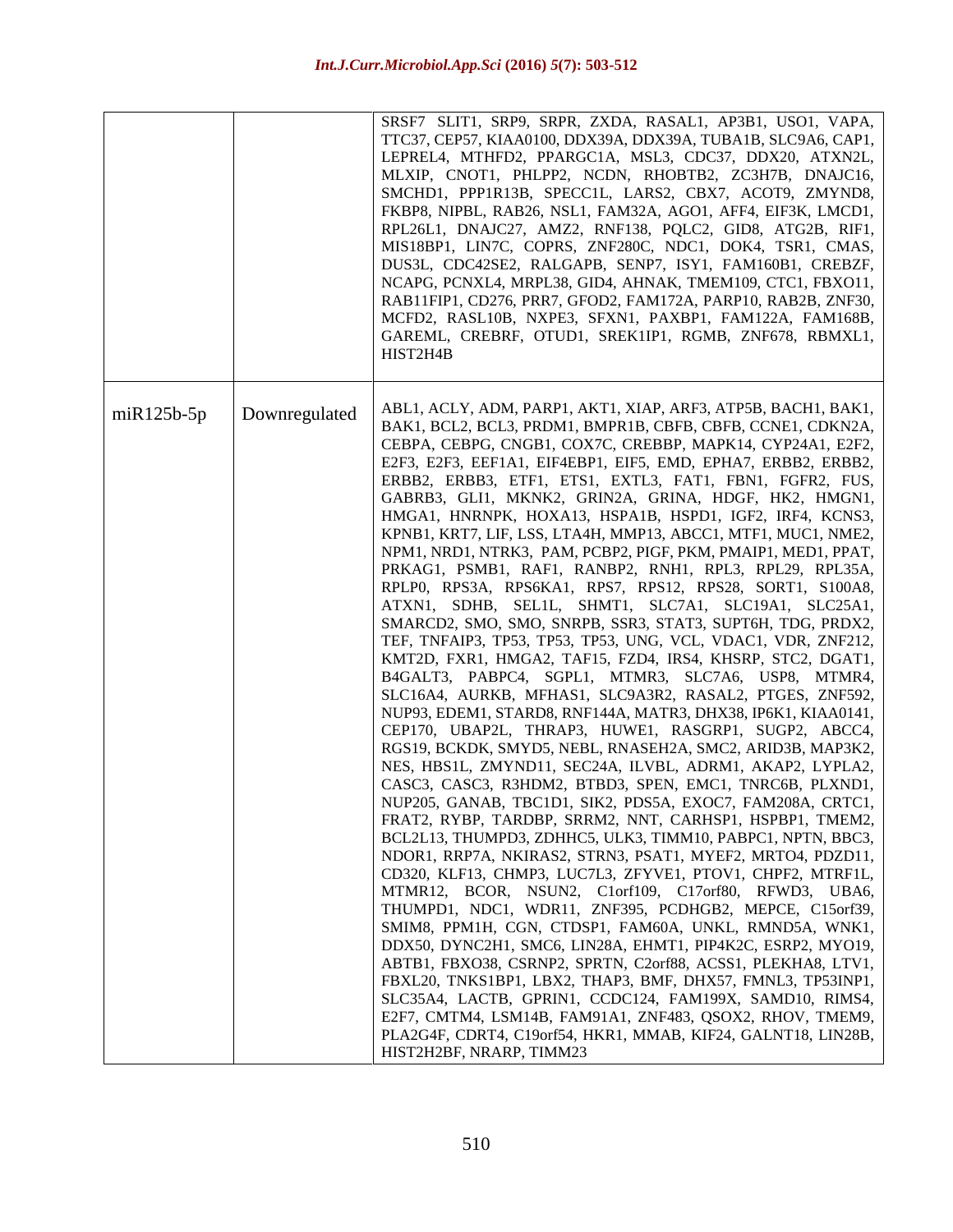| | | |
|---|---|---|
| | | SRSF7 SLIT1, SRP9, SRPR, ZXDA, RASAL1, AP3B1, USO1, VAPA, TTC37, CEP57, KIAA0100, DDX39A, DDX39A, TUBA1B, SLC9A6, CAP1, LEPREL4, MTHFD2, PPARGC1A, MSL3, CDC37, DDX20, ATXN2L, MLXIP, CNOT1, PHLPP2, NCDN, RHOBTB2, ZC3H7B, DNAJC16, SMCHD1, PPP1R13B, SPECC1L, LARS2, CBX7, ACOT9, ZMYND8, FKBP8, NIPBL, RAB26, NSL1, FAM32A, AGO1, AFF4, EIF3K, LMCD1, RPL26L1, DNAJC27, AMZ2, RNF138, PQLC2, GID8, ATG2B, RIF1, MIS18BP1, LIN7C, COPRS, ZNF280C, NDC1, DOK4, TSR1, CMAS, DUS3L, CDC42SE2, RALGAPB, SENP7, ISY1, FAM160B1, CREBZF, NCAPG, PCNXL4, MRPL38, GID4, AHNAK, TMEM109, CTC1, FBXO11, RAB11FIP1, CD276, PRR7, GFOD2, FAM172A, PARP10, RAB2B, ZNF30, MCFD2, RASL10B, NXPE3, SFXN1, PAXBP1, FAM122A, FAM168B, GAREML, CREBRF, OTUD1, SREK1IP1, RGMB, ZNF678, RBMXL1, HIST2H4B |
| miR125b-5p | Downregulated | ABL1, ACLY, ADM, PARP1, AKT1, XIAP, ARF3, ATP5B, BACH1, BAK1, BAK1, BCL2, BCL3, PRDM1, BMPR1B, CBFB, CBFB, CCNE1, CDKN2A, CEBPA, CEBPG, CNGB1, COX7C, CREBBP, MAPK14, CYP24A1, E2F2, E2F3, E2F3, EEF1A1, EIF4EBP1, EIF5, EMD, EPHA7, ERBB2, ERBB2, ERBB2, ERBB3, ETF1, ETS1, EXTL3, FAT1, FBN1, FGFR2, FUS, GABRB3, GLI1, MKNK2, GRIN2A, GRINA, HDGF, HK2, HMGN1, HMGA1, HNRNPK, HOXA13, HSPA1B, HSPD1, IGF2, IRF4, KCNS3, KPNB1, KRT7, LIF, LSS, LTA4H, MMP13, ABCC1, MTF1, MUC1, NME2, NPM1, NRD1, NTRK3, PAM, PCBP2, PIGF, PKM, PMAIP1, MED1, PPAT, PRKAG1, PSMB1, RAF1, RANBP2, RNH1, RPL3, RPL29, RPL35A, RPLP0, RPS3A, RPS6KA1, RPS7, RPS12, RPS28, SORT1, S100A8, ATXN1, SDHB, SEL1L, SHMT1, SLC7A1, SLC19A1, SLC25A1, SMARCD2, SMO, SMO, SNRPB, SSR3, STAT3, SUPT6H, TDG, PRDX2, TEF, TNFAIP3, TP53, TP53, TP53, UNG, VCL, VDAC1, VDR, ZNF212, KMT2D, FXR1, HMGA2, TAF15, FZD4, IRS4, KHSRP, STC2, DGAT1, B4GALT3, PABPC4, SGPL1, MTMR3, SLC7A6, USP8, MTMR4, SLC16A4, AURKB, MFHAS1, SLC9A3R2, RASAL2, PTGES, ZNF592, NUP93, EDEM1, STARD8, RNF144A, MATR3, DHX38, IP6K1, KIAA0141, CEP170, UBAP2L, THRAP3, HUWE1, RASGRP1, SUGP2, ABCC4, RGS19, BCKDK, SMYD5, NEBL, RNASEH2A, SMC2, ARID3B, MAP3K2, NES, HBS1L, ZMYND11, SEC24A, ILVBL, ADRM1, AKAP2, LYPLA2, CASC3, CASC3, R3HDM2, BTBD3, SPEN, EMC1, TNRC6B, PLXND1, NUP205, GANAB, TBC1D1, SIK2, PDS5A, EXOC7, FAM208A, CRTC1, FRAT2, RYBP, TARDBP, SRRM2, NNT, CARHSP1, HSPBP1, TMEM2, BCL2L13, THUMPD3, ZDHHC5, ULK3, TIMM10, PABPC1, NPTN, BBC3, NDOR1, RRP7A, NKIRAS2, STRN3, PSAT1, MYEF2, MRTO4, PDZD11, CD320, KLF13, CHMP3, LUC7L3, ZFYVE1, PTOV1, CHPF2, MTRF1L, MTMR12, BCOR, NSUN2, C1orf109, C17orf80, RFWD3, UBA6, THUMPD1, NDC1, WDR11, ZNF395, PCDHGB2, MEPCE, C15orf39, SMIM8, PPM1H, CGN, CTDSP1, FAM60A, UNKL, RMND5A, WNK1, DDX50, DYNC2H1, SMC6, LIN28A, EHMT1, PIP4K2C, ESRP2, MYO19, ABTB1, FBXO38, CSRNP2, SPRTN, C2orf88, ACSS1, PLEKHA8, LTV1, FBXL20, TNKS1BP1, LBX2, THAP3, BMF, DHX57, FMNL3, TP53INP1, SLC35A4, LACTB, GPRIN1, CCDC124, FAM199X, SAMD10, RIMS4, E2F7, CMTM4, LSM14B, FAM91A1, ZNF483, QSOX2, RHOV, TMEM9, PLA2G4F, CDRT4, C19orf54, HKR1, MMAB, KIF24, GALNT18, LIN28B, HIST2H2BF, NRARP, TIMM23 |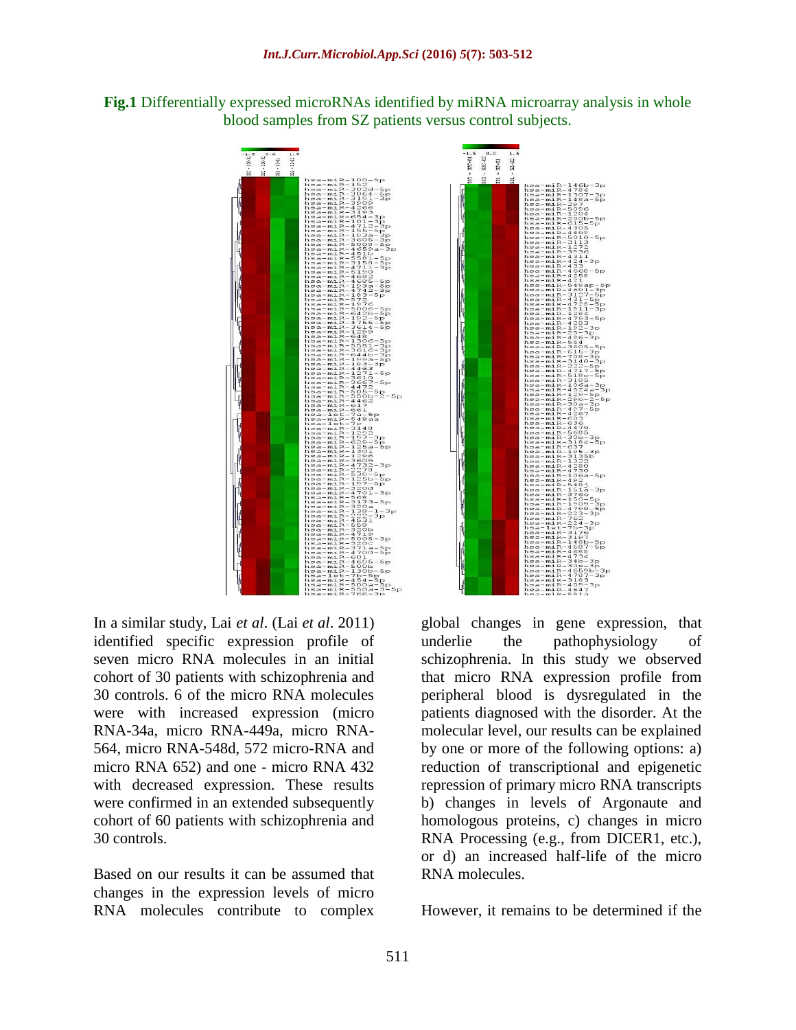**Fig.1** Differentially expressed microRNAs identified by miRNA microarray analysis in whole blood samples from SZ patients versus control subjects.

In a similar study, Lai *et al*. (Lai *et al*. 2011) identified specific expression profile of seven micro RNA molecules in an initial cohort of 30 patients with schizophrenia and 30 controls. 6 of the micro RNA molecules were with increased expression (micro RNA-34a, micro RNA-449a, micro RNA-564, micro RNA-548d, 572 micro-RNA and micro RNA 652) and one - micro RNA 432 with decreased expression. These results were confirmed in an extended subsequently cohort of 60 patients with schizophrenia and 30 controls.

Based on our results it can be assumed that changes in the expression levels of micro RNA molecules contribute to complex global changes in gene expression, that underlie the pathophysiology of schizophrenia. In this study we observed that micro RNA expression profile from peripheral blood is dysregulated in the patients diagnosed with the disorder. At the molecular level, our results can be explained by one or more of the following options: a) reduction of transcriptional and epigenetic repression of primary micro RNA transcripts b) changes in levels of Argonaute and homologous proteins, c) changes in micro RNA Processing (e.g., from DICER1, etc.), or d) an increased half-life of the micro RNA molecules.

However, it remains to be determined if the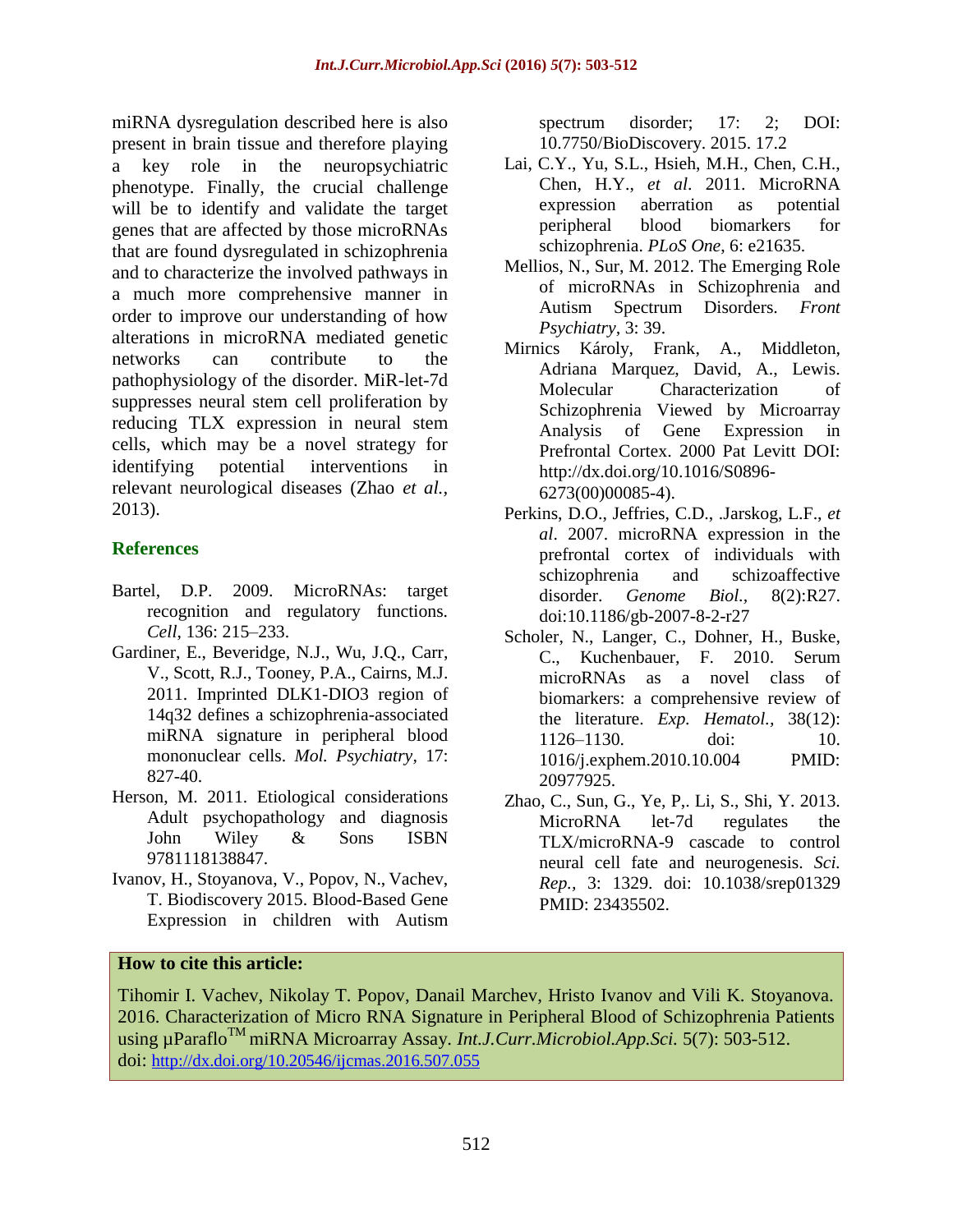miRNA dysregulation described here is also present in brain tissue and therefore playing a key role in the neuropsychiatric phenotype. Finally, the crucial challenge will be to identify and validate the target genes that are affected by those microRNAs that are found dysregulated in schizophrenia and to characterize the involved pathways in a much more comprehensive manner in order to improve our understanding of how alterations in microRNA mediated genetic networks can contribute to the pathophysiology of the disorder. MiR-let-7d suppresses neural stem cell proliferation by reducing TLX expression in neural stem cells, which may be a novel strategy for identifying potential interventions in relevant neurological diseases (Zhao *et al.,* 2013).

## References

Bartel, D.P. 2009. MicroRNAs: target recognition and regulatory functions. *Cell*, 136: 215–233.

Gardiner, E., Beveridge, N.J., Wu, J.Q., Carr, V., Scott, R.J., Tooney, P.A., Cairns, M.J. 2011. Imprinted DLK1-DIO3 region of 14q32 defines a schizophrenia-associated miRNA signature in peripheral blood mononuclear cells. *Mol. Psychiatry,* 17: 827-40.

Herson, M. 2011. Etiological considerations Adult psychopathology and diagnosis John Wiley & Sons ISBN 9781118138847.

Ivanov, H., Stoyanova, V., Popov, N., Vachev, T. Biodiscovery 2015. Blood-Based Gene Expression in children with Autism spectrum disorder; 17: 2; DOI: 10.7750/BioDiscovery. 2015. 17.2

Lai, C.Y., Yu, S.L., Hsieh, M.H., Chen, C.H., Chen, H.Y., *et al*. 2011. MicroRNA expression aberration as potential peripheral blood biomarkers for schizophrenia. *PLoS One*, 6: e21635.

Mellios, N., Sur, M. 2012. The Emerging Role of microRNAs in Schizophrenia and Autism Spectrum Disorders. *Front Psychiatry*, 3: 39.

Mirnics Károly, Frank, A., Middleton, Adriana Marquez, David, A., Lewis. Molecular Characterization of Schizophrenia Viewed by Microarray Analysis of Gene Expression in Prefrontal Cortex. 2000 Pat Levitt DOI: http://dx.doi.org/10.1016/S0896-6273(00)00085-4).

Perkins, D.O., Jeffries, C.D., .Jarskog, L.F., *et al*. 2007. microRNA expression in the prefrontal cortex of individuals with schizophrenia and schizoaffective disorder. *Genome Biol.*, 8(2):R27. doi:10.1186/gb-2007-8-2-r27

Scholer, N., Langer, C., Dohner, H., Buske, C., Kuchenbauer, F. 2010. Serum microRNAs as a novel class of biomarkers: a comprehensive review of the literature. *Exp. Hematol.,* 38(12): 1126–1130. doi: 10. 1016/j.exphem.2010.10.004 PMID: 20977925.

Zhao, C., Sun, G., Ye, P,. Li, S., Shi, Y. 2013. MicroRNA let-7d regulates the TLX/microRNA-9 cascade to control neural cell fate and neurogenesis. *Sci. Rep.,* 3: 1329. doi: 10.1038/srep01329 PMID: 23435502.

**How to cite this article:**

Tihomir I. Vachev, Nikolay T. Popov, Danail Marchev, Hristo Ivanov and Vili K. Stoyanova. 2016. Characterization of Micro RNA Signature in Peripheral Blood of Schizophrenia Patients using µParaflo$^{TM}$ miRNA Microarray Assay. *Int.J.Curr.Microbiol.App.Sci.* 5(7): 503-512. doi: http://dx.doi.org/10.20546/ijcmas.2016.507.055